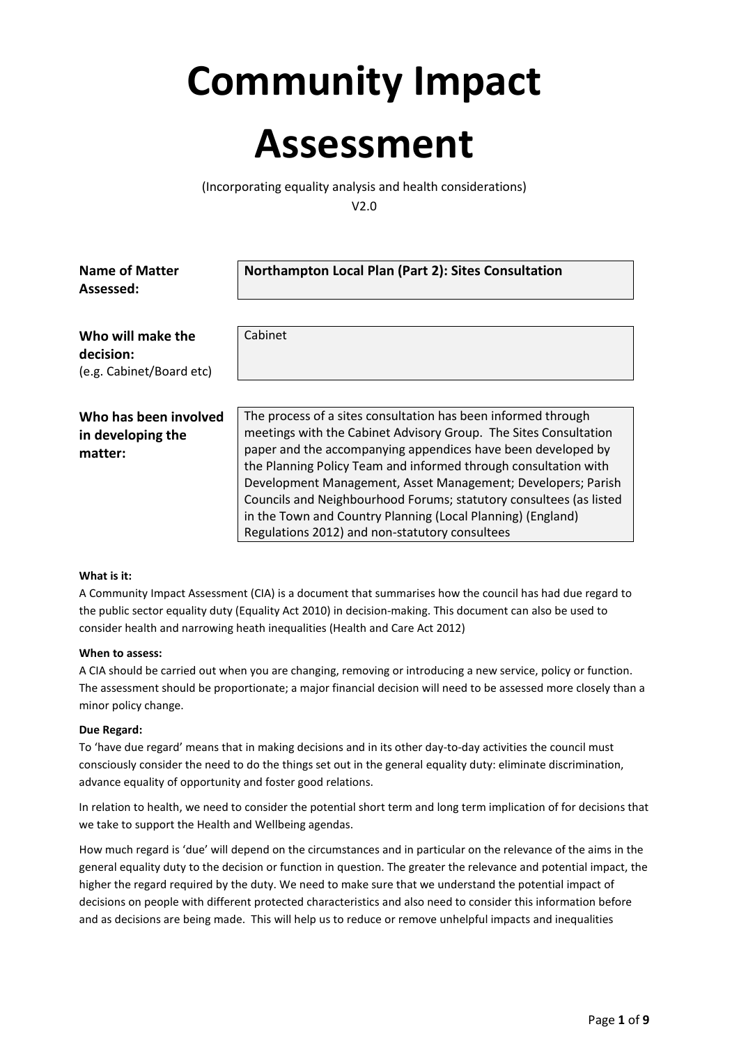# Community Impact Assessment

(Incorporating equality analysis and health considerations)

V2.0

| | |
|---|---|
| **Name of Matter Assessed:** | **Northampton Local Plan (Part 2): Sites Consultation** |
| **Who will make the decision:** (e.g. Cabinet/Board etc) | Cabinet |
| **Who has been involved in developing the matter:** | The process of a sites consultation has been informed through meetings with the Cabinet Advisory Group. The Sites Consultation paper and the accompanying appendices have been developed by the Planning Policy Team and informed through consultation with Development Management, Asset Management; Developers; Parish Councils and Neighbourhood Forums; statutory consultees (as listed in the Town and Country Planning (Local Planning) (England) Regulations 2012) and non-statutory consultees |

**What is it:**

A Community Impact Assessment (CIA) is a document that summarises how the council has had due regard to the public sector equality duty (Equality Act 2010) in decision-making. This document can also be used to consider health and narrowing heath inequalities (Health and Care Act 2012)

**When to assess:**

A CIA should be carried out when you are changing, removing or introducing a new service, policy or function. The assessment should be proportionate; a major financial decision will need to be assessed more closely than a minor policy change.

**Due Regard:**

To 'have due regard' means that in making decisions and in its other day-to-day activities the council must consciously consider the need to do the things set out in the general equality duty: eliminate discrimination, advance equality of opportunity and foster good relations.

In relation to health, we need to consider the potential short term and long term implication of for decisions that we take to support the Health and Wellbeing agendas.

How much regard is 'due' will depend on the circumstances and in particular on the relevance of the aims in the general equality duty to the decision or function in question. The greater the relevance and potential impact, the higher the regard required by the duty. We need to make sure that we understand the potential impact of decisions on people with different protected characteristics and also need to consider this information before and as decisions are being made. This will help us to reduce or remove unhelpful impacts and inequalities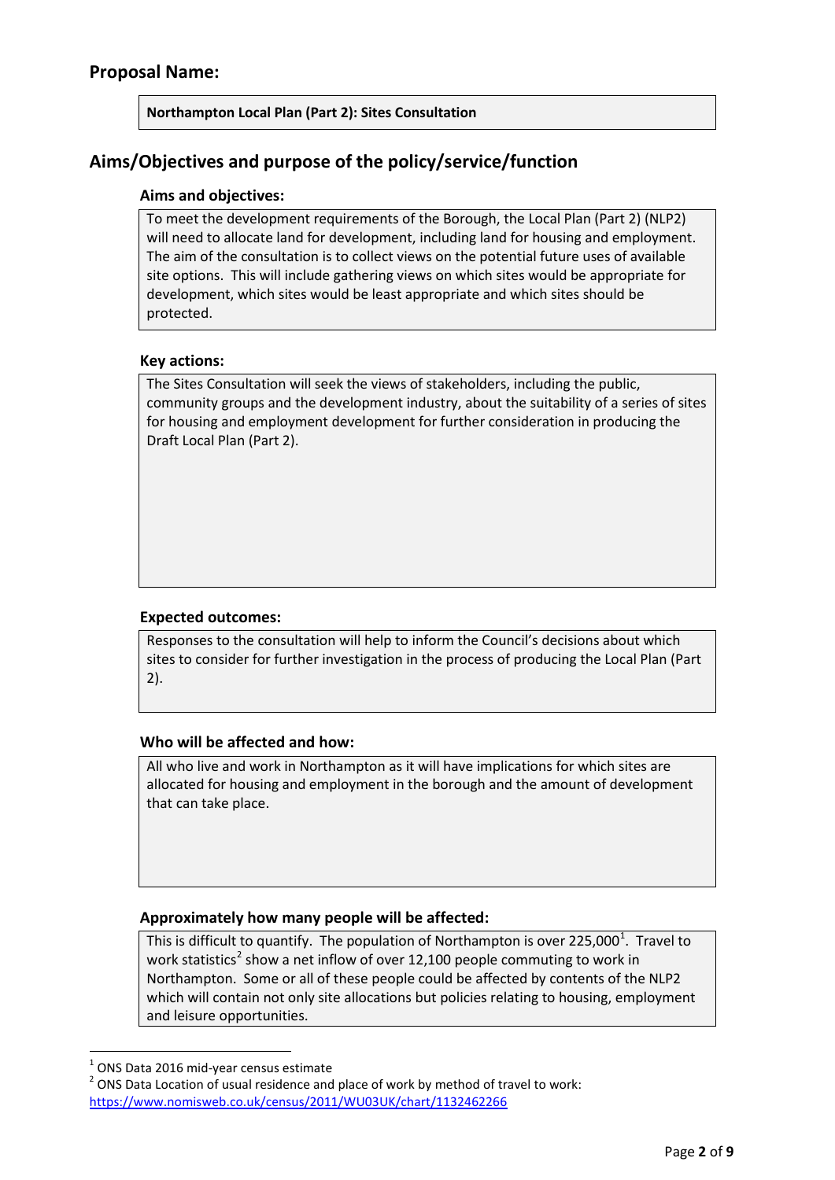## Proposal Name:

**Northampton Local Plan (Part 2): Sites Consultation**

## Aims/Objectives and purpose of the policy/service/function

### Aims and objectives:

To meet the development requirements of the Borough, the Local Plan (Part 2) (NLP2) will need to allocate land for development, including land for housing and employment. The aim of the consultation is to collect views on the potential future uses of available site options. This will include gathering views on which sites would be appropriate for development, which sites would be least appropriate and which sites should be protected.

### Key actions:

The Sites Consultation will seek the views of stakeholders, including the public, community groups and the development industry, about the suitability of a series of sites for housing and employment development for further consideration in producing the Draft Local Plan (Part 2).

### Expected outcomes:

Responses to the consultation will help to inform the Council's decisions about which sites to consider for further investigation in the process of producing the Local Plan (Part 2).

### Who will be affected and how:

All who live and work in Northampton as it will have implications for which sites are allocated for housing and employment in the borough and the amount of development that can take place.

### Approximately how many people will be affected:

This is difficult to quantify. The population of Northampton is over 225,000[1]. Travel to work statistics[2] show a net inflow of over 12,100 people commuting to work in Northampton. Some or all of these people could be affected by contents of the NLP2 which will contain not only site allocations but policies relating to housing, employment and leisure opportunities.

---

[1] ONS Data 2016 mid-year census estimate

[2] ONS Data Location of usual residence and place of work by method of travel to work: https://www.nomisweb.co.uk/census/2011/WU03UK/chart/1132462266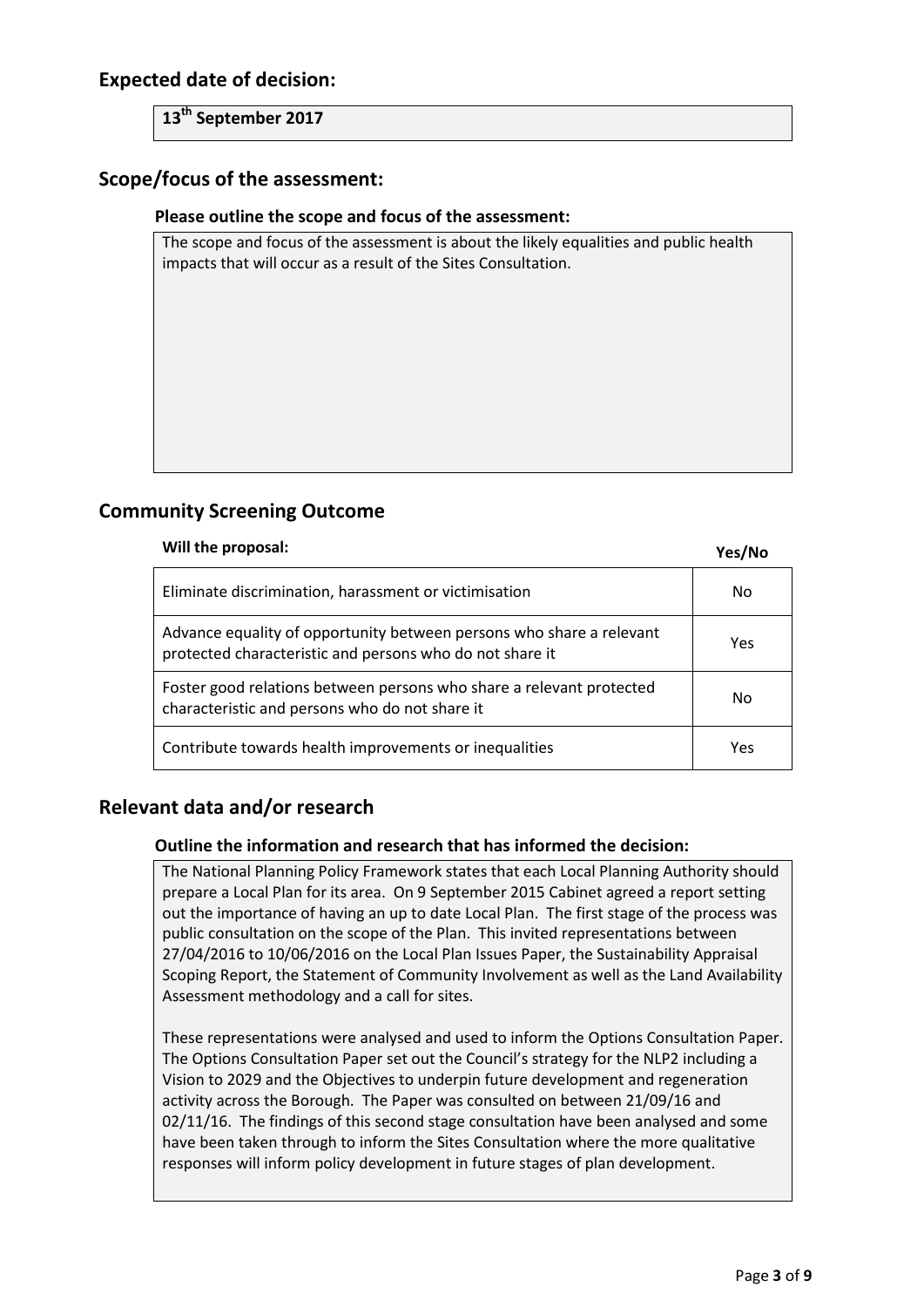## Expected date of decision:

**13th September 2017**

## Scope/focus of the assessment:

### Please outline the scope and focus of the assessment:

The scope and focus of the assessment is about the likely equalities and public health impacts that will occur as a result of the Sites Consultation.

## Community Screening Outcome

| Will the proposal: | Yes/No |
|---|---|
| Eliminate discrimination, harassment or victimisation | No |
| Advance equality of opportunity between persons who share a relevant protected characteristic and persons who do not share it | Yes |
| Foster good relations between persons who share a relevant protected characteristic and persons who do not share it | No |
| Contribute towards health improvements or inequalities | Yes |

## Relevant data and/or research

### Outline the information and research that has informed the decision:

The National Planning Policy Framework states that each Local Planning Authority should prepare a Local Plan for its area. On 9 September 2015 Cabinet agreed a report setting out the importance of having an up to date Local Plan. The first stage of the process was public consultation on the scope of the Plan. This invited representations between 27/04/2016 to 10/06/2016 on the Local Plan Issues Paper, the Sustainability Appraisal Scoping Report, the Statement of Community Involvement as well as the Land Availability Assessment methodology and a call for sites.

These representations were analysed and used to inform the Options Consultation Paper. The Options Consultation Paper set out the Council's strategy for the NLP2 including a Vision to 2029 and the Objectives to underpin future development and regeneration activity across the Borough. The Paper was consulted on between 21/09/16 and 02/11/16. The findings of this second stage consultation have been analysed and some have been taken through to inform the Sites Consultation where the more qualitative responses will inform policy development in future stages of plan development.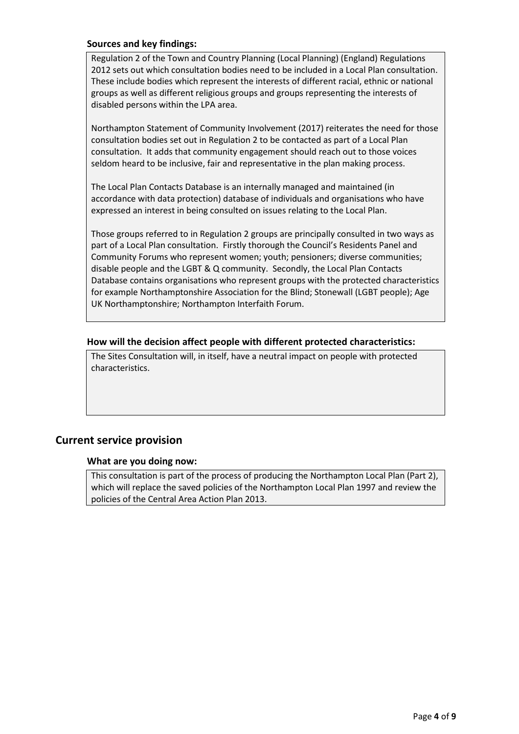**Sources and key findings:**

Regulation 2 of the Town and Country Planning (Local Planning) (England) Regulations 2012 sets out which consultation bodies need to be included in a Local Plan consultation. These include bodies which represent the interests of different racial, ethnic or national groups as well as different religious groups and groups representing the interests of disabled persons within the LPA area.

Northampton Statement of Community Involvement (2017) reiterates the need for those consultation bodies set out in Regulation 2 to be contacted as part of a Local Plan consultation. It adds that community engagement should reach out to those voices seldom heard to be inclusive, fair and representative in the plan making process.

The Local Plan Contacts Database is an internally managed and maintained (in accordance with data protection) database of individuals and organisations who have expressed an interest in being consulted on issues relating to the Local Plan.

Those groups referred to in Regulation 2 groups are principally consulted in two ways as part of a Local Plan consultation. Firstly thorough the Council's Residents Panel and Community Forums who represent women; youth; pensioners; diverse communities; disable people and the LGBT & Q community. Secondly, the Local Plan Contacts Database contains organisations who represent groups with the protected characteristics for example Northamptonshire Association for the Blind; Stonewall (LGBT people); Age UK Northamptonshire; Northampton Interfaith Forum.

**How will the decision affect people with different protected characteristics:**

The Sites Consultation will, in itself, have a neutral impact on people with protected characteristics.

## Current service provision

**What are you doing now:**

This consultation is part of the process of producing the Northampton Local Plan (Part 2), which will replace the saved policies of the Northampton Local Plan 1997 and review the policies of the Central Area Action Plan 2013.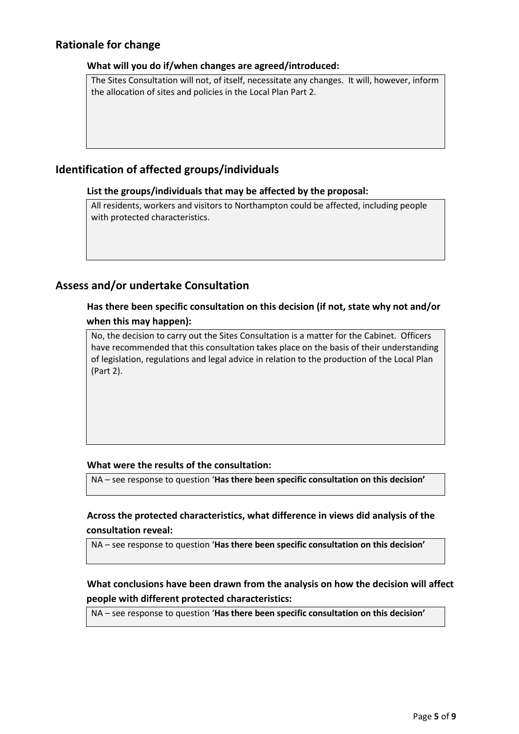## Rationale for change

**What will you do if/when changes are agreed/introduced:**

The Sites Consultation will not, of itself, necessitate any changes. It will, however, inform the allocation of sites and policies in the Local Plan Part 2.

## Identification of affected groups/individuals

**List the groups/individuals that may be affected by the proposal:**

All residents, workers and visitors to Northampton could be affected, including people with protected characteristics.

## Assess and/or undertake Consultation

**Has there been specific consultation on this decision (if not, state why not and/or when this may happen):**

No, the decision to carry out the Sites Consultation is a matter for the Cabinet. Officers have recommended that this consultation takes place on the basis of their understanding of legislation, regulations and legal advice in relation to the production of the Local Plan (Part 2).

**What were the results of the consultation:**

NA – see response to question '**Has there been specific consultation on this decision'**

**Across the protected characteristics, what difference in views did analysis of the consultation reveal:**

NA – see response to question '**Has there been specific consultation on this decision'**

**What conclusions have been drawn from the analysis on how the decision will affect people with different protected characteristics:**

NA – see response to question '**Has there been specific consultation on this decision'**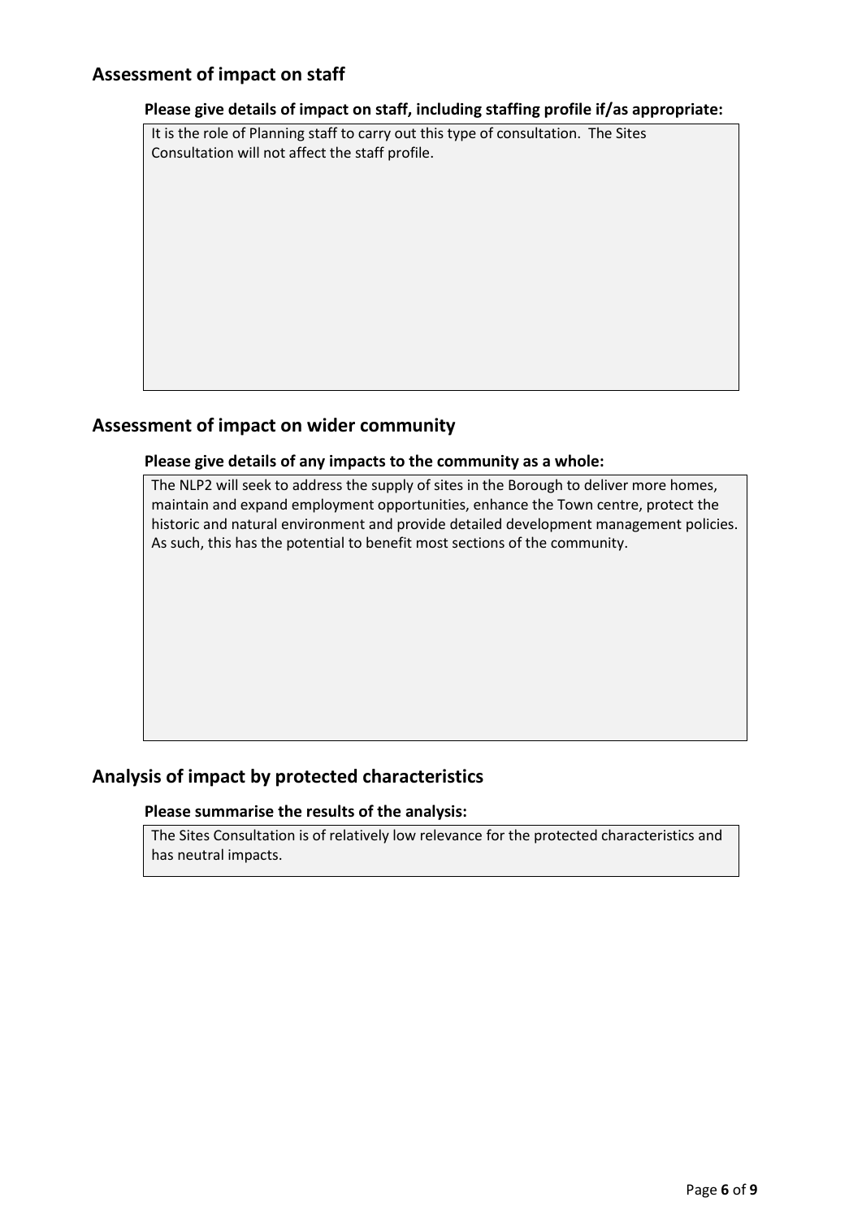## Assessment of impact on staff

**Please give details of impact on staff, including staffing profile if/as appropriate:**

It is the role of Planning staff to carry out this type of consultation. The Sites Consultation will not affect the staff profile.

## Assessment of impact on wider community

**Please give details of any impacts to the community as a whole:**

The NLP2 will seek to address the supply of sites in the Borough to deliver more homes, maintain and expand employment opportunities, enhance the Town centre, protect the historic and natural environment and provide detailed development management policies. As such, this has the potential to benefit most sections of the community.

## Analysis of impact by protected characteristics

**Please summarise the results of the analysis:**

The Sites Consultation is of relatively low relevance for the protected characteristics and has neutral impacts.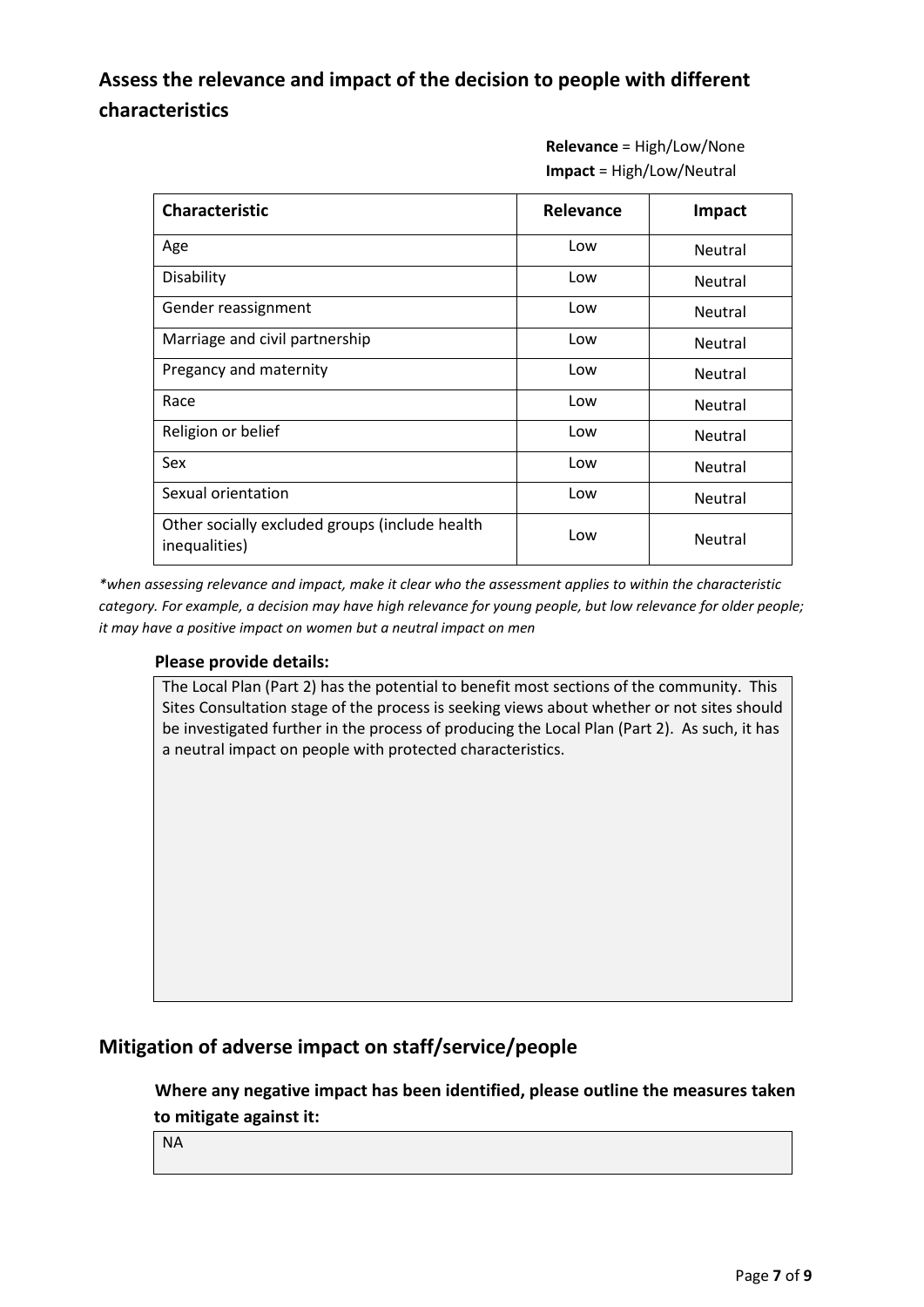## Assess the relevance and impact of the decision to people with different characteristics

**Relevance** = High/Low/None
**Impact** = High/Low/Neutral

| Characteristic | Relevance | Impact |
|---|---|---|
| Age | Low | Neutral |
| Disability | Low | Neutral |
| Gender reassignment | Low | Neutral |
| Marriage and civil partnership | Low | Neutral |
| Pregancy and maternity | Low | Neutral |
| Race | Low | Neutral |
| Religion or belief | Low | Neutral |
| Sex | Low | Neutral |
| Sexual orientation | Low | Neutral |
| Other socially excluded groups (include health inequalities) | Low | Neutral |

*\*when assessing relevance and impact, make it clear who the assessment applies to within the characteristic category. For example, a decision may have high relevance for young people, but low relevance for older people; it may have a positive impact on women but a neutral impact on men*

**Please provide details:**

The Local Plan (Part 2) has the potential to benefit most sections of the community. This Sites Consultation stage of the process is seeking views about whether or not sites should be investigated further in the process of producing the Local Plan (Part 2). As such, it has a neutral impact on people with protected characteristics.

## Mitigation of adverse impact on staff/service/people

**Where any negative impact has been identified, please outline the measures taken to mitigate against it:**

NA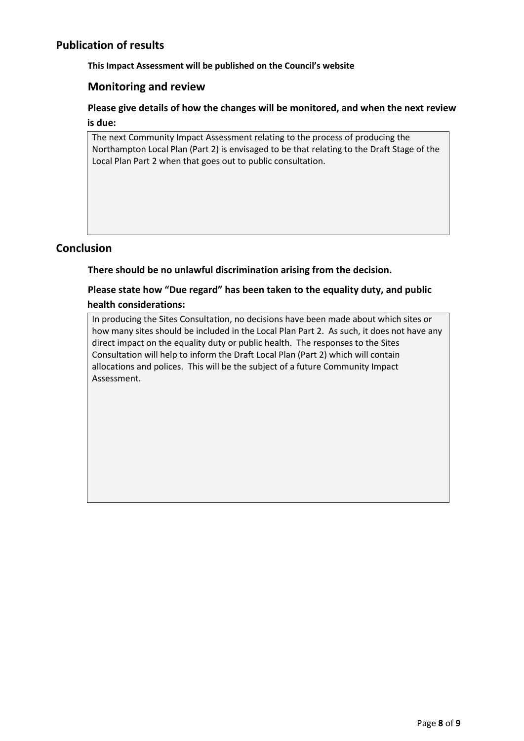## Publication of results

**This Impact Assessment will be published on the Council's website**

### Monitoring and review

**Please give details of how the changes will be monitored, and when the next review is due:**

The next Community Impact Assessment relating to the process of producing the Northampton Local Plan (Part 2) is envisaged to be that relating to the Draft Stage of the Local Plan Part 2 when that goes out to public consultation.

## Conclusion

**There should be no unlawful discrimination arising from the decision.**

**Please state how "Due regard" has been taken to the equality duty, and public health considerations:**

In producing the Sites Consultation, no decisions have been made about which sites or how many sites should be included in the Local Plan Part 2. As such, it does not have any direct impact on the equality duty or public health. The responses to the Sites Consultation will help to inform the Draft Local Plan (Part 2) which will contain allocations and polices. This will be the subject of a future Community Impact Assessment.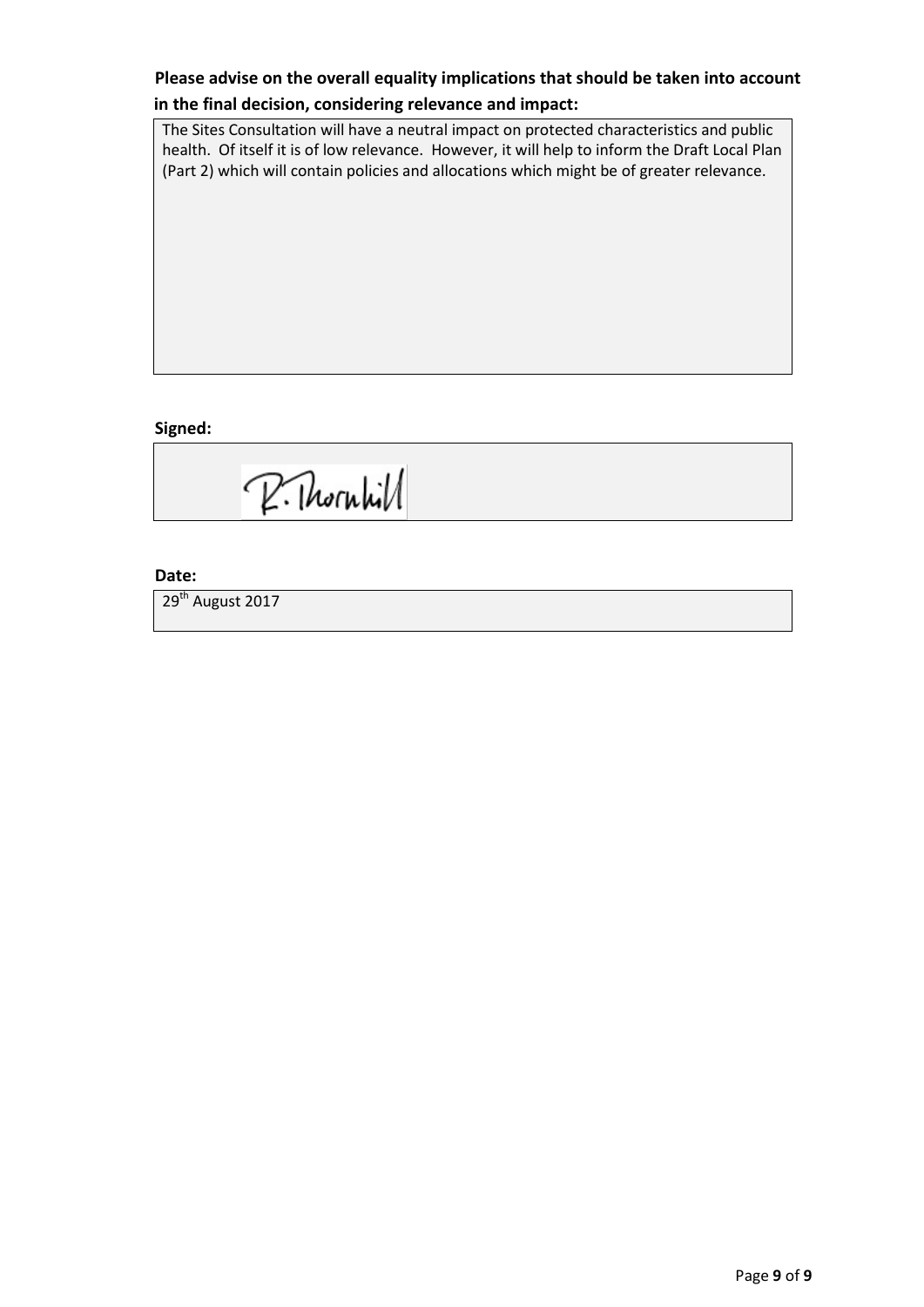**Please advise on the overall equality implications that should be taken into account in the final decision, considering relevance and impact:**

The Sites Consultation will have a neutral impact on protected characteristics and public health. Of itself it is of low relevance. However, it will help to inform the Draft Local Plan (Part 2) which will contain policies and allocations which might be of greater relevance.

**Signed:**

R. Thornhill

**Date:**

29th August 2017